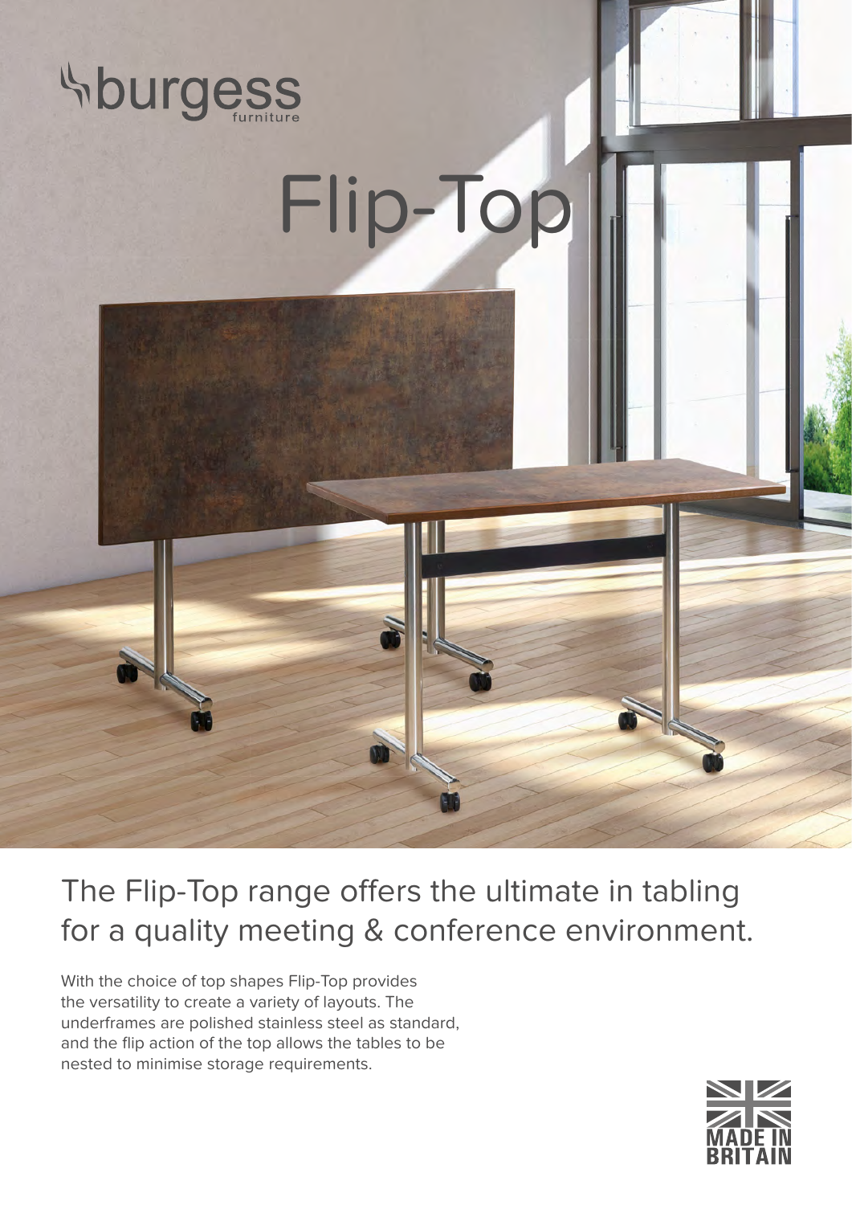burgess furniture

# Flip-Top

## The Flip-Top range offers the ultimate in tabling for a quality meeting & conference environment.

With the choice of top shapes Flip-Top provides the versatility to create a variety of layouts. The underframes are polished stainless steel as standard, and the flip action of the top allows the tables to be nested to minimise storage requirements.

MADE IN BRITAIN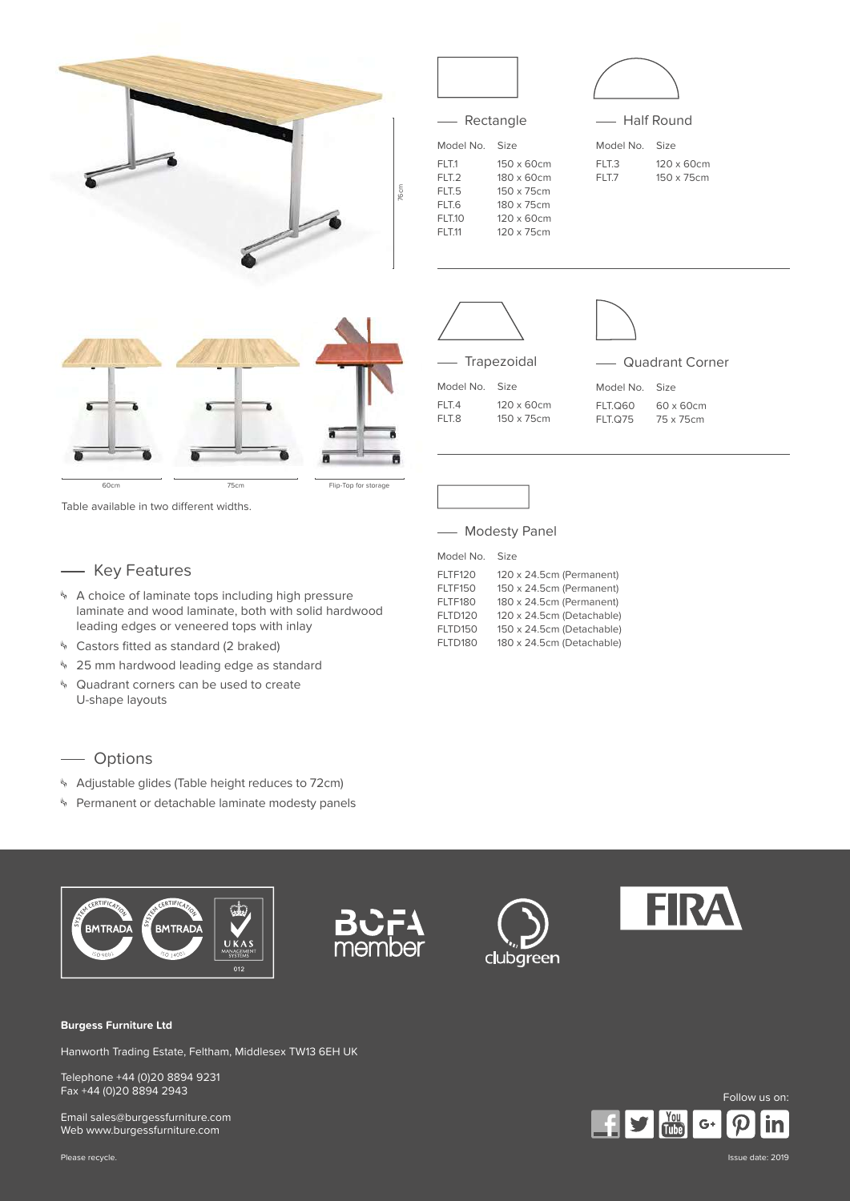76cm

60cm

75cm

Flip-Top for storage

Table available in two different widths.

## Key Features

- A choice of laminate tops including high pressure laminate and wood laminate, both with solid hardwood leading edges or veneered tops with inlay
- Castors fitted as standard (2 braked)
- 25 mm hardwood leading edge as standard
- Quadrant corners can be used to create U-shape layouts

## Options

- Adjustable glides (Table height reduces to 72cm)
- Permanent or detachable laminate modesty panels

### Rectangle

| Model No. | Size |
|---|---|
| FLT.1 | 150 x 60cm |
| FLT.2 | 180 x 60cm |
| FLT.5 | 150 x 75cm |
| FLT.6 | 180 x 75cm |
| FLT.10 | 120 x 60cm |
| FLT.11 | 120 x 75cm |

### Half Round

| Model No. | Size |
|---|---|
| FLT.3 | 120 x 60cm |
| FLT.7 | 150 x 75cm |

### Trapezoidal

| Model No. | Size |
|---|---|
| FLT.4 | 120 x 60cm |
| FLT.8 | 150 x 75cm |

### Quadrant Corner

| Model No. | Size |
|---|---|
| FLT.Q60 | 60 x 60cm |
| FLT.Q75 | 75 x 75cm |

### Modesty Panel

| Model No. | Size |
|---|---|
| FLTF120 | 120 x 24.5cm (Permanent) |
| FLTF150 | 150 x 24.5cm (Permanent) |
| FLTF180 | 180 x 24.5cm (Permanent) |
| FLTD120 | 120 x 24.5cm (Detachable) |
| FLTD150 | 150 x 24.5cm (Detachable) |
| FLTD180 | 180 x 24.5cm (Detachable) |

**Burgess Furniture Ltd**

Hanworth Trading Estate, Feltham, Middlesex TW13 6EH UK

Telephone +44 (0)20 8894 9231
Fax +44 (0)20 8894 2943

Email sales@burgessfurniture.com
Web www.burgessfurniture.com

Follow us on:

Please recycle.

Issue date: 2019